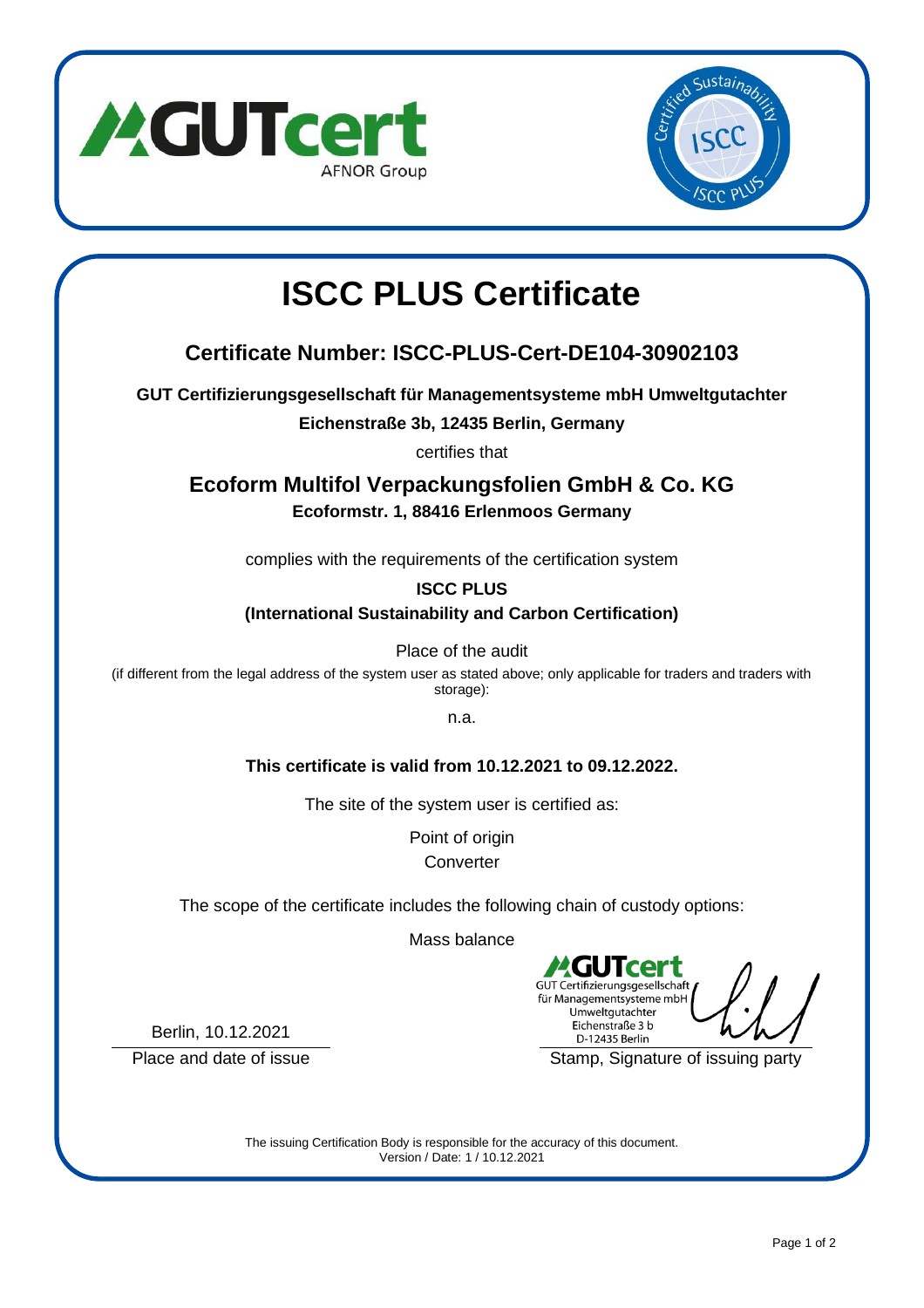# ISCC PLUS Certificate

## Certificate Number: ISCC-PLUS-Cert-DE104-30902103

**GUT Certifizierungsgesellschaft für Managementsysteme mbH Umweltgutachter**

**Eichenstraße 3b, 12435 Berlin, Germany**

certifies that

## Ecoform Multifol Verpackungsfolien GmbH & Co. KG

**Ecoformstr. 1, 88416 Erlenmoos Germany**

complies with the requirements of the certification system

**ISCC PLUS**

**(International Sustainability and Carbon Certification)**

Place of the audit

(if different from the legal address of the system user as stated above; only applicable for traders and traders with storage):

n.a.

**This certificate is valid from 10.12.2021 to 09.12.2022.**

The site of the system user is certified as:

Point of origin

Converter

The scope of the certificate includes the following chain of custody options:

Mass balance

Berlin, 10.12.2021

Place and date of issue

GUTcert
GUT Certifizierungsgesellschaft für Managementsysteme mbH Umweltgutachter
Eichenstraße 3 b
D-12435 Berlin

Stamp, Signature of issuing party

The issuing Certification Body is responsible for the accuracy of this document.
Version / Date: 1 / 10.12.2021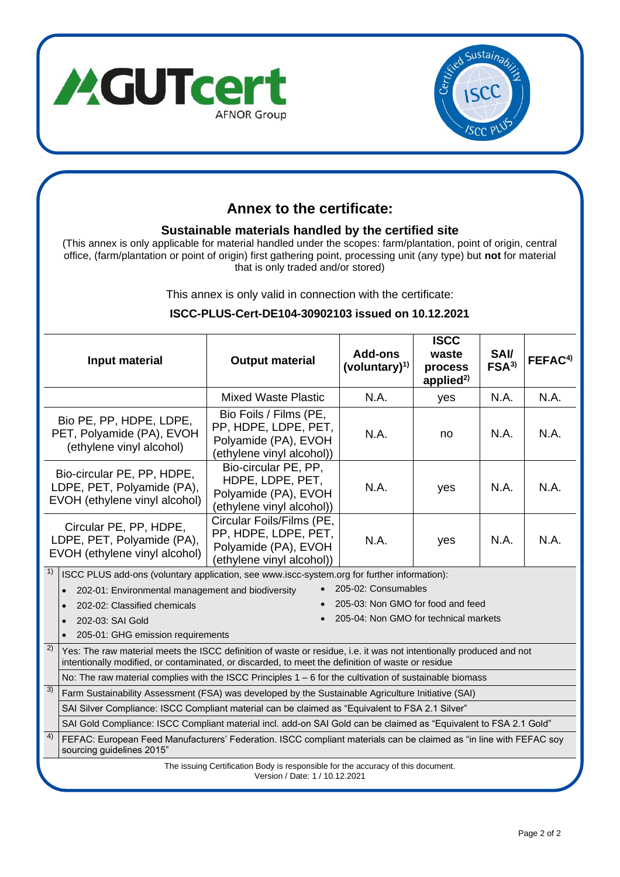## Annex to the certificate:

### Sustainable materials handled by the certified site

(This annex is only applicable for material handled under the scopes: farm/plantation, point of origin, central office, (farm/plantation or point of origin) first gathering point, processing unit (any type) but **not** for material that is only traded and/or stored)

This annex is only valid in connection with the certificate:

**ISCC-PLUS-Cert-DE104-30902103 issued on 10.12.2021**

| Input material | Output material | Add-ons (voluntary)[1] | ISCC waste process applied[2] | SAI/ FSA[3] | FEFAC[4] |
|---|---|---|---|---|---|
| | Mixed Waste Plastic | N.A. | yes | N.A. | N.A. |
| Bio PE, PP, HDPE, LDPE, PET, Polyamide (PA), EVOH (ethylene vinyl alcohol) | Bio Foils / Films (PE, PP, HDPE, LDPE, PET, Polyamide (PA), EVOH (ethylene vinyl alcohol)) | N.A. | no | N.A. | N.A. |
| Bio-circular PE, PP, HDPE, LDPE, PET, Polyamide (PA), EVOH (ethylene vinyl alcohol) | Bio-circular PE, PP, HDPE, LDPE, PET, Polyamide (PA), EVOH (ethylene vinyl alcohol)) | N.A. | yes | N.A. | N.A. |
| Circular PE, PP, HDPE, LDPE, PET, Polyamide (PA), EVOH (ethylene vinyl alcohol) | Circular Foils/Films (PE, PP, HDPE, LDPE, PET, Polyamide (PA), EVOH (ethylene vinyl alcohol)) | N.A. | yes | N.A. | N.A. |

1) ISCC PLUS add-ons (voluntary application, see www.iscc-system.org for further information):

- 202-01: Environmental management and biodiversity
- 202-02: Classified chemicals
- 202-03: SAI Gold
- 205-01: GHG emission requirements
- 205-02: Consumables
- 205-03: Non GMO for food and feed
- 205-04: Non GMO for technical markets

2) Yes: The raw material meets the ISCC definition of waste or residue, i.e. it was not intentionally produced and not intentionally modified, or contaminated, or discarded, to meet the definition of waste or residue

No: The raw material complies with the ISCC Principles 1 – 6 for the cultivation of sustainable biomass

3) Farm Sustainability Assessment (FSA) was developed by the Sustainable Agriculture Initiative (SAI)

SAI Silver Compliance: ISCC Compliant material can be claimed as "Equivalent to FSA 2.1 Silver"

SAI Gold Compliance: ISCC Compliant material incl. add-on SAI Gold can be claimed as "Equivalent to FSA 2.1 Gold"

4) FEFAC: European Feed Manufacturers' Federation. ISCC compliant materials can be claimed as "in line with FEFAC soy sourcing guidelines 2015"

The issuing Certification Body is responsible for the accuracy of this document.
Version / Date: 1 / 10.12.2021